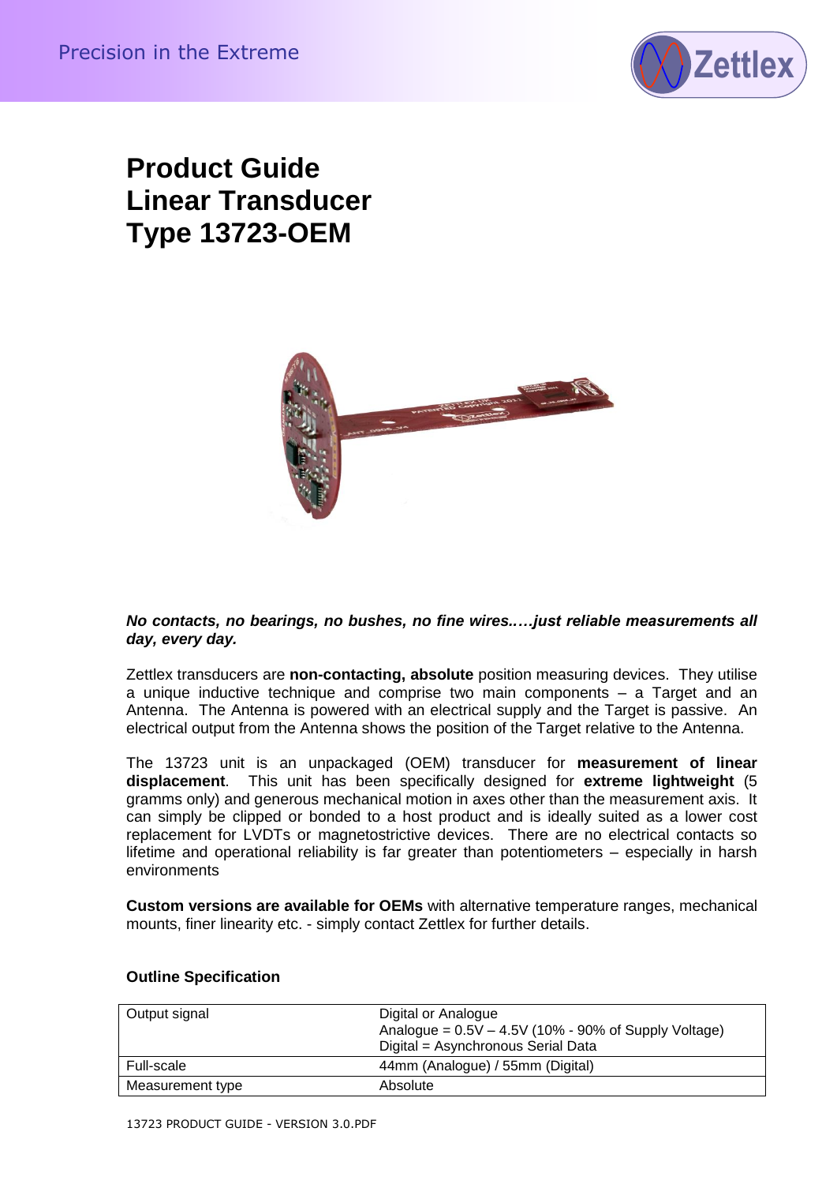# Product Guide
# Linear Transducer
# Type 13723-OEM

***No contacts, no bearings, no bushes, no fine wires..…just reliable measurements all day, every day.***

Zettlex transducers are **non-contacting, absolute** position measuring devices. They utilise a unique inductive technique and comprise two main components – a Target and an Antenna. The Antenna is powered with an electrical supply and the Target is passive. An electrical output from the Antenna shows the position of the Target relative to the Antenna.

The 13723 unit is an unpackaged (OEM) transducer for **measurement of linear displacement**. This unit has been specifically designed for **extreme lightweight** (5 gramms only) and generous mechanical motion in axes other than the measurement axis. It can simply be clipped or bonded to a host product and is ideally suited as a lower cost replacement for LVDTs or magnetostrictive devices. There are no electrical contacts so lifetime and operational reliability is far greater than potentiometers – especially in harsh environments

**Custom versions are available for OEMs** with alternative temperature ranges, mechanical mounts, finer linearity etc. - simply contact Zettlex for further details.

### Outline Specification

| | |
|---|---|
| Output signal | Digital or Analogue<br>Analogue = 0.5V – 4.5V (10% - 90% of Supply Voltage)<br>Digital = Asynchronous Serial Data |
| Full-scale | 44mm (Analogue) / 55mm (Digital) |
| Measurement type | Absolute |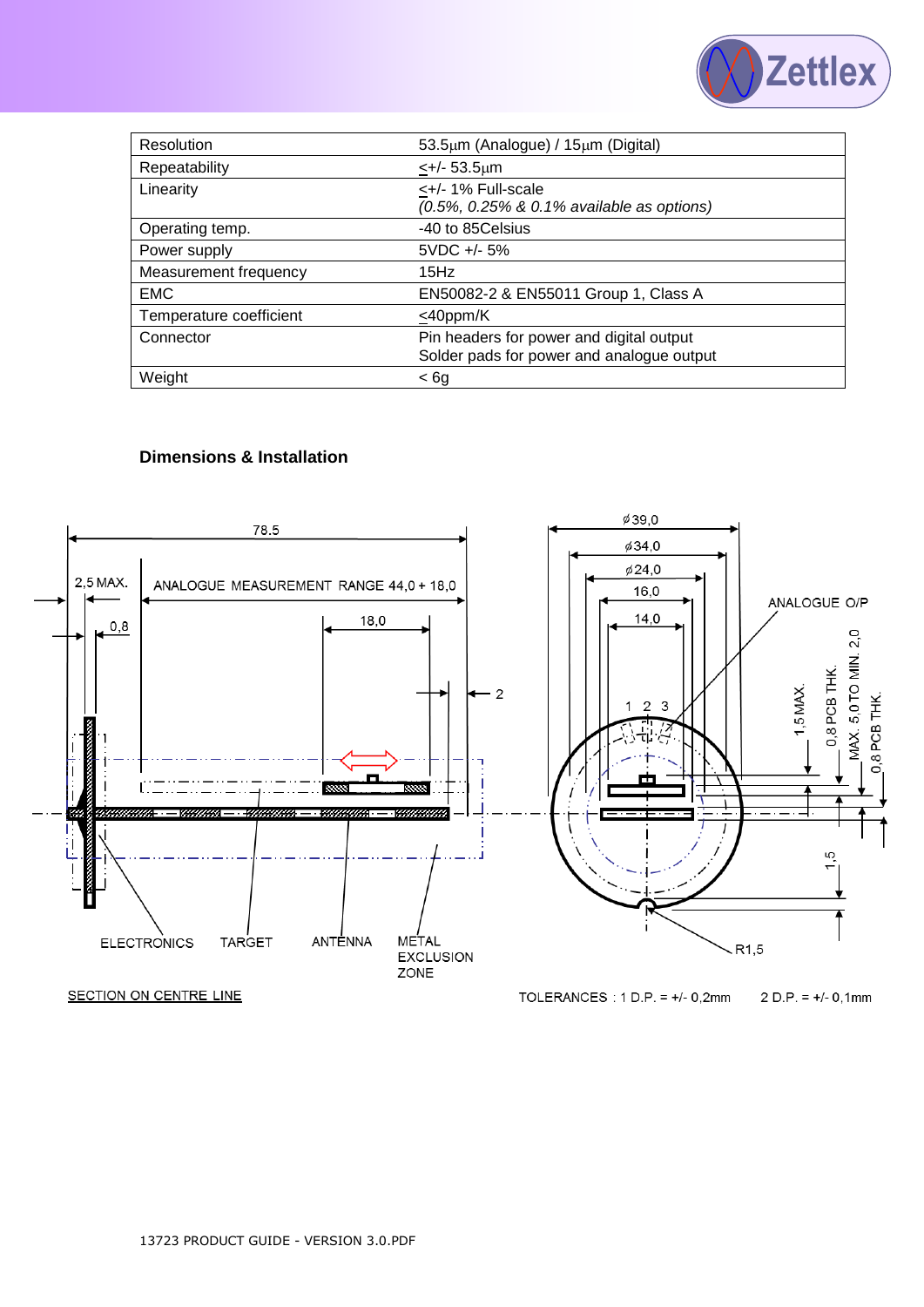| Resolution | 53.5µm (Analogue) / 15µm (Digital) |
|---|---|
| Repeatability | <+/- 53.5µm |
| Linearity | <+/- 1% Full-scale<br>*(0.5%, 0.25% & 0.1% available as options)* |
| Operating temp. | -40 to 85Celsius |
| Power supply | 5VDC +/- 5% |
| Measurement frequency | 15Hz |
| EMC | EN50082-2 & EN55011 Group 1, Class A |
| Temperature coefficient | <40ppm/K |
| Connector | Pin headers for power and digital output<br>Solder pads for power and analogue output |
| Weight | < 6g |

### Dimensions & Installation

78.5

2,5 MAX.

ANALOGUE MEASUREMENT RANGE 44,0 + 18,0

0,8

18,0

2

ELECTRONICS TARGET ANTENNA METAL EXCLUSION ZONE

SECTION ON CENTRE LINE

ø39,0

ø34,0

ø24,0

16,0

14,0

1 2 3

ANALOGUE O/P

1,5 MAX.

0,8 PCB THK.

MAX. 5,0 TO MIN. 2,0

0,8 PCB THK.

1,5

R1,5

TOLERANCES : 1 D.P. = +/- 0,2mm 2 D.P. = +/- 0,1mm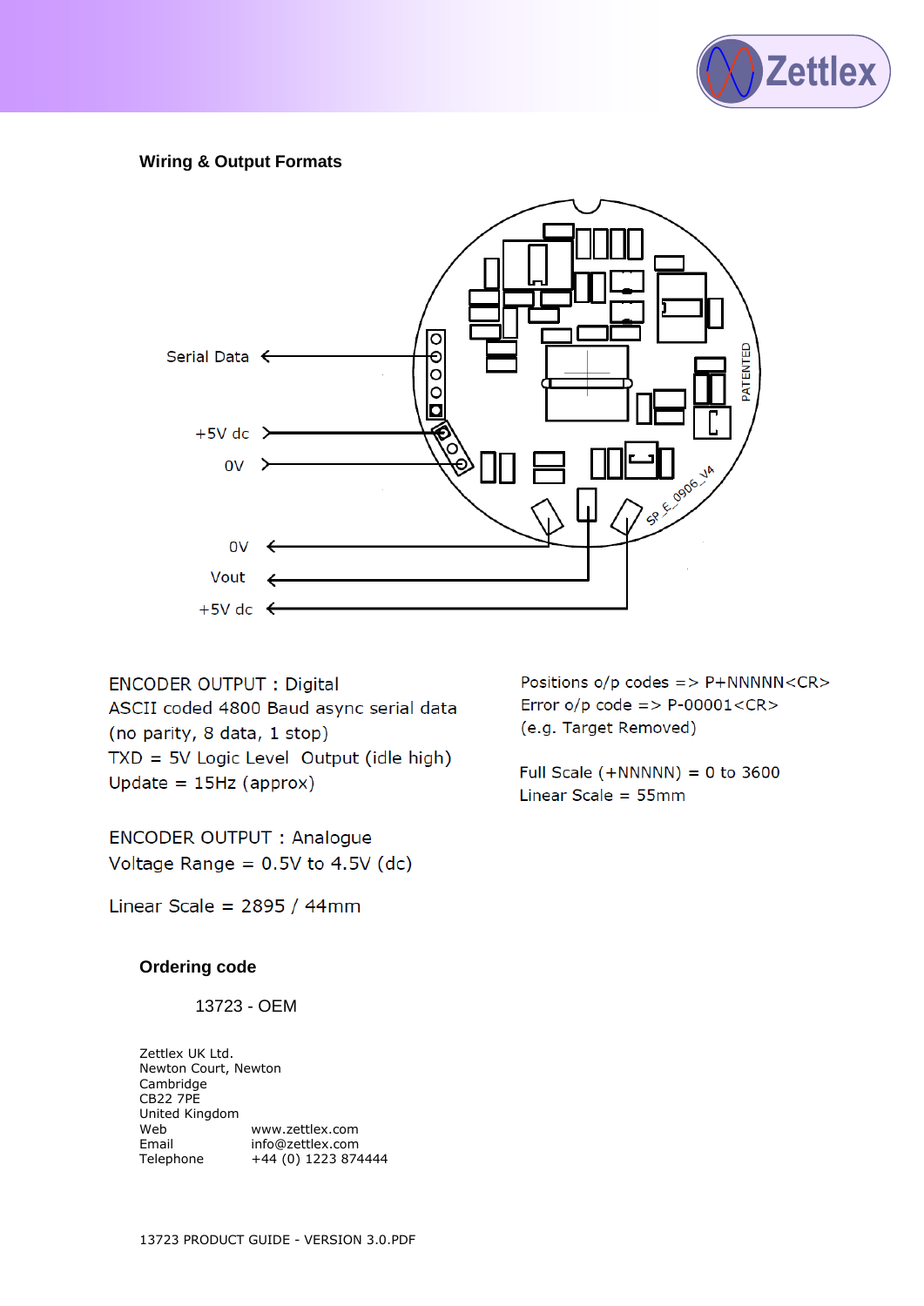## Wiring & Output Formats

Serial Data

+5V dc

0V

0V

Vout

+5V dc

PATENTED

SP_E_0906_V4

ENCODER OUTPUT : Digital
ASCII coded 4800 Baud async serial data
(no parity, 8 data, 1 stop)
TXD = 5V Logic Level Output (idle high)
Update = 15Hz (approx)

Positions o/p codes => P+NNNNN<CR>
Error o/p code => P-00001<CR>
(e.g. Target Removed)

Full Scale (+NNNNN) = 0 to 3600
Linear Scale = 55mm

ENCODER OUTPUT : Analogue
Voltage Range = 0.5V to 4.5V (dc)

Linear Scale = 2895 / 44mm

## Ordering code

13723 - OEM

Zettlex UK Ltd.
Newton Court, Newton
Cambridge
CB22 7PE
United Kingdom
Web www.zettlex.com
Email info@zettlex.com
Telephone +44 (0) 1223 874444

13723 PRODUCT GUIDE - VERSION 3.0.PDF